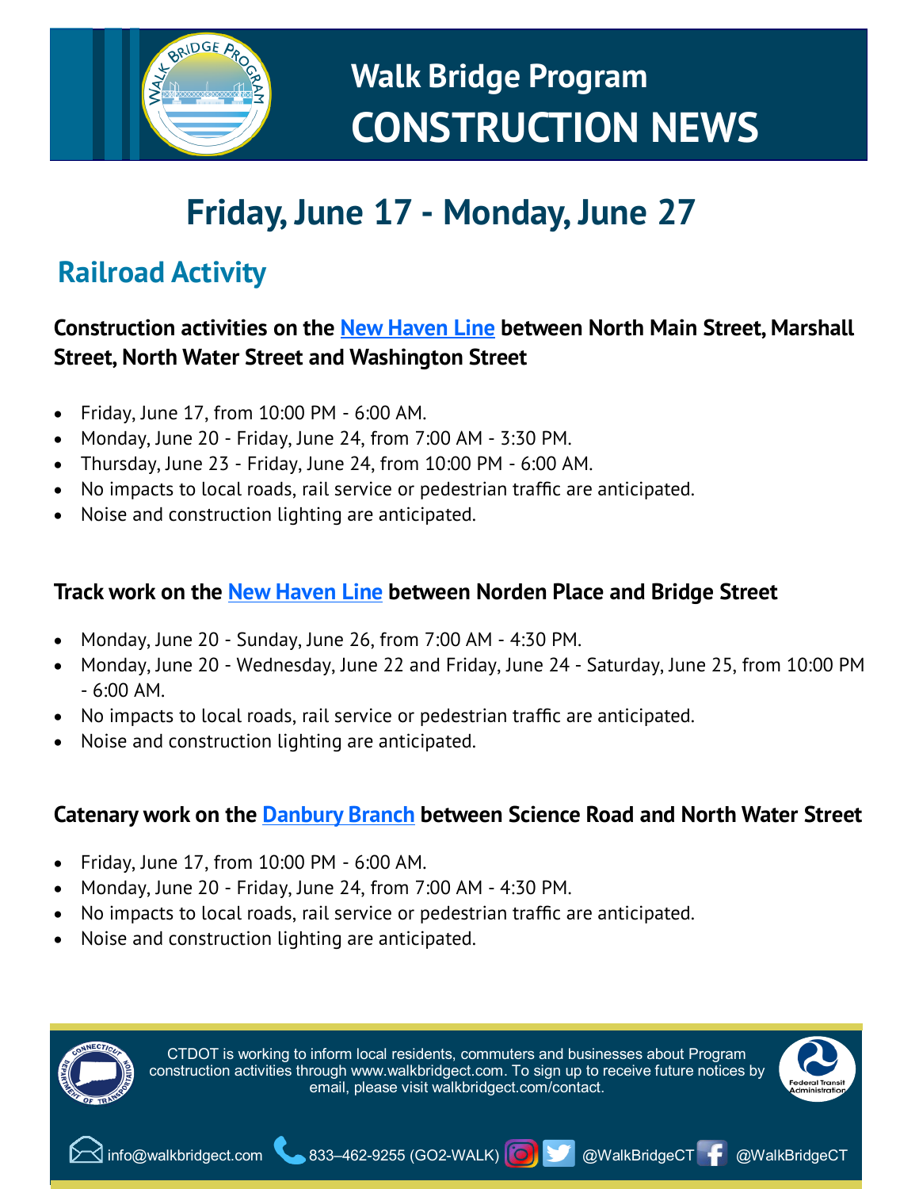# Walk Bridge Program
# CONSTRUCTION NEWS

## Friday, June 17 - Monday, June 27

## Railroad Activity

### Construction activities on the New Haven Line between North Main Street, Marshall Street, North Water Street and Washington Street

- Friday, June 17, from 10:00 PM - 6:00 AM.
- Monday, June 20 - Friday, June 24, from 7:00 AM - 3:30 PM.
- Thursday, June 23 - Friday, June 24, from 10:00 PM - 6:00 AM.
- No impacts to local roads, rail service or pedestrian traffic are anticipated.
- Noise and construction lighting are anticipated.

### Track work on the New Haven Line between Norden Place and Bridge Street

- Monday, June 20 - Sunday, June 26, from 7:00 AM - 4:30 PM.
- Monday, June 20 - Wednesday, June 22 and Friday, June 24 - Saturday, June 25, from 10:00 PM - 6:00 AM.
- No impacts to local roads, rail service or pedestrian traffic are anticipated.
- Noise and construction lighting are anticipated.

### Catenary work on the Danbury Branch between Science Road and North Water Street

- Friday, June 17, from 10:00 PM - 6:00 AM.
- Monday, June 20 - Friday, June 24, from 7:00 AM - 4:30 PM.
- No impacts to local roads, rail service or pedestrian traffic are anticipated.
- Noise and construction lighting are anticipated.

CTDOT is working to inform local residents, commuters and businesses about Program construction activities through www.walkbridgect.com. To sign up to receive future notices by email, please visit walkbridgect.com/contact.

info@walkbridgect.com 833–462-9255 (GO2-WALK) @WalkBridgeCT @WalkBridgeCT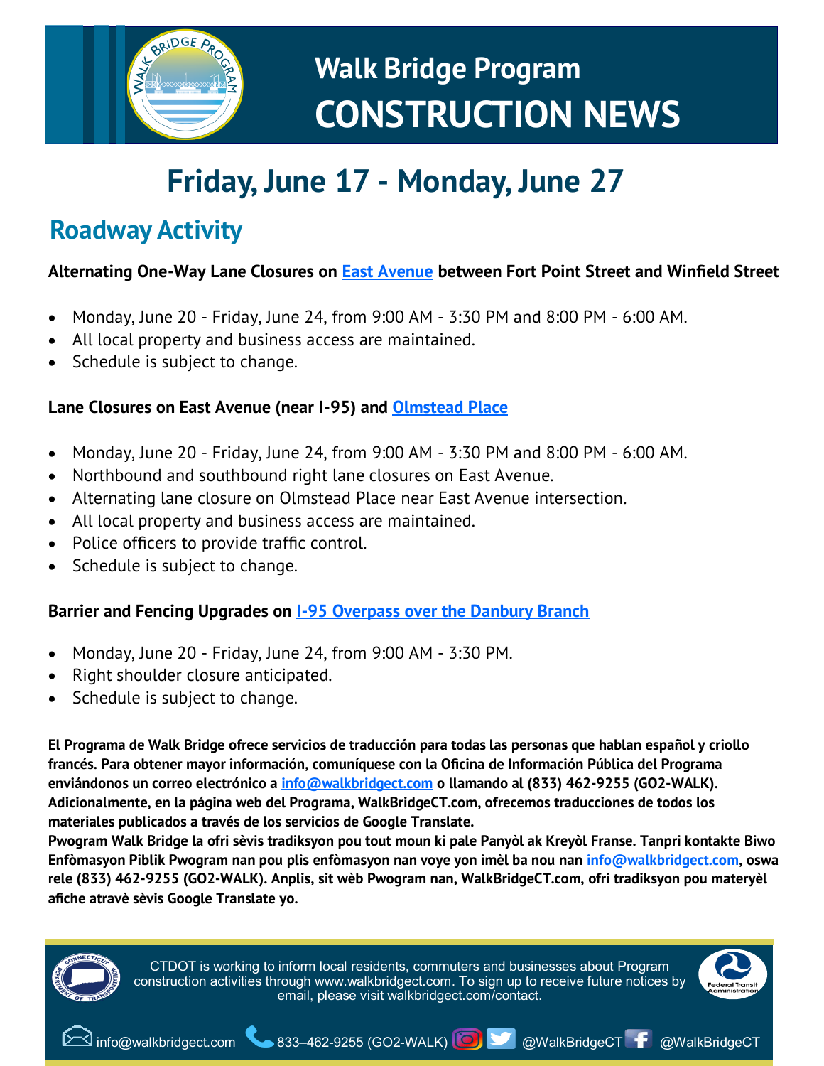# Walk Bridge Program CONSTRUCTION NEWS

# Friday, June 17 - Monday, June 27

## Roadway Activity

**Alternating One-Way Lane Closures on East Avenue between Fort Point Street and Winfield Street**

- Monday, June 20 - Friday, June 24, from 9:00 AM - 3:30 PM and 8:00 PM - 6:00 AM.
- All local property and business access are maintained.
- Schedule is subject to change.

**Lane Closures on East Avenue (near I-95) and Olmstead Place**

- Monday, June 20 - Friday, June 24, from 9:00 AM - 3:30 PM and 8:00 PM - 6:00 AM.
- Northbound and southbound right lane closures on East Avenue.
- Alternating lane closure on Olmstead Place near East Avenue intersection.
- All local property and business access are maintained.
- Police officers to provide traffic control.
- Schedule is subject to change.

**Barrier and Fencing Upgrades on I-95 Overpass over the Danbury Branch**

- Monday, June 20 - Friday, June 24, from 9:00 AM - 3:30 PM.
- Right shoulder closure anticipated.
- Schedule is subject to change.

**El Programa de Walk Bridge ofrece servicios de traducción para todas las personas que hablan español y criollo francés. Para obtener mayor información, comuníquese con la Oficina de Información Pública del Programa enviándonos un correo electrónico a info@walkbridgect.com o llamando al (833) 462-9255 (GO2-WALK). Adicionalmente, en la página web del Programa, WalkBridgeCT.com, ofrecemos traducciones de todos los materiales publicados a través de los servicios de Google Translate.**

**Pwogram Walk Bridge la ofri sèvis tradiksyon pou tout moun ki pale Panyòl ak Kreyòl Franse. Tanpri kontakte Biwo Enfòmasyon Piblik Pwogram nan pou plis enfòmasyon nan voye yon imèl ba nou nan info@walkbridgect.com, oswa rele (833) 462-9255 (GO2-WALK). Anplis, sit wèb Pwogram nan, WalkBridgeCT.com, ofri tradiksyon pou materyèl afiche atravè sèvis Google Translate yo.**

CTDOT is working to inform local residents, commuters and businesses about Program construction activities through www.walkbridgect.com. To sign up to receive future notices by email, please visit walkbridgect.com/contact.

info@walkbridgect.com 833–462-9255 (GO2-WALK) @WalkBridgeCT @WalkBridgeCT